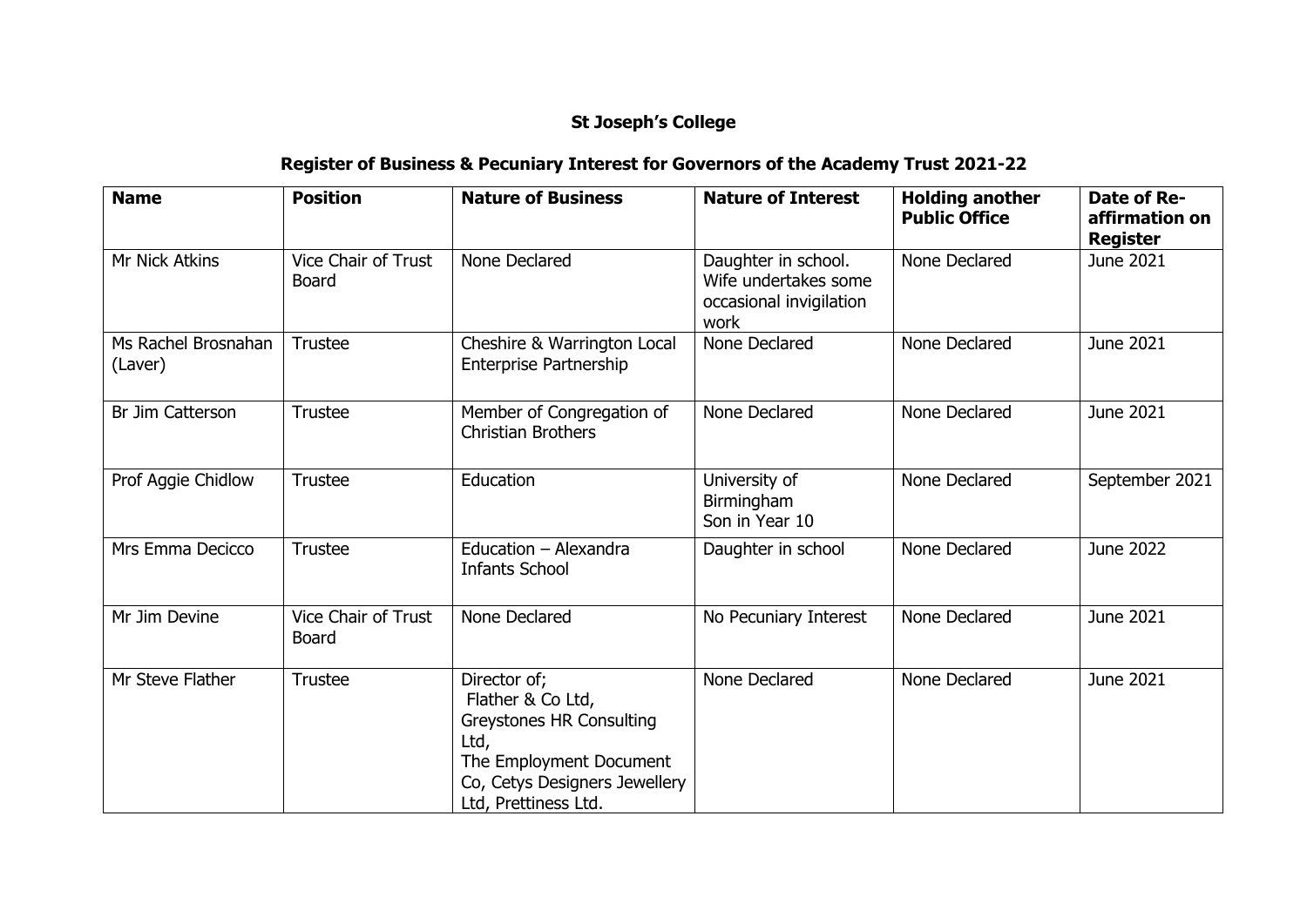# St Joseph's College

## Register of Business & Pecuniary Interest for Governors of the Academy Trust 2021-22

| Name | Position | Nature of Business | Nature of Interest | Holding another Public Office | Date of Re-affirmation on Register |
|---|---|---|---|---|---|
| Mr Nick Atkins | Vice Chair of Trust Board | None Declared | Daughter in school. Wife undertakes some occasional invigilation work | None Declared | June 2021 |
| Ms Rachel Brosnahan (Laver) | Trustee | Cheshire & Warrington Local Enterprise Partnership | None Declared | None Declared | June 2021 |
| Br Jim Catterson | Trustee | Member of Congregation of Christian Brothers | None Declared | None Declared | June 2021 |
| Prof Aggie Chidlow | Trustee | Education | University of Birmingham Son in Year 10 | None Declared | September 2021 |
| Mrs Emma Decicco | Trustee | Education – Alexandra Infants School | Daughter in school | None Declared | June 2022 |
| Mr Jim Devine | Vice Chair of Trust Board | None Declared | No Pecuniary Interest | None Declared | June 2021 |
| Mr Steve Flather | Trustee | Director of; Flather & Co Ltd, Greystones HR Consulting Ltd, The Employment Document Co, Cetys Designers Jewellery Ltd, Prettiness Ltd. | None Declared | None Declared | June 2021 |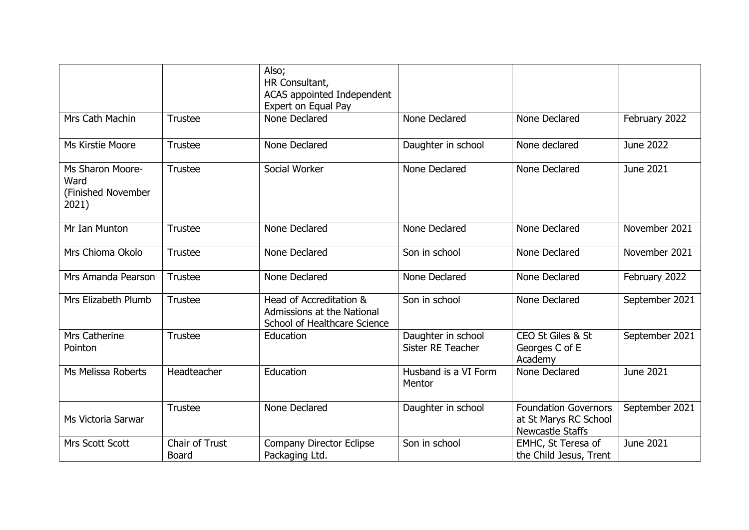| | | | | | |
|---|---|---|---|---|---|
| | | Also;<br>HR Consultant,<br>ACAS appointed Independent Expert on Equal Pay | | | |
| Mrs Cath Machin | Trustee | None Declared | None Declared | None Declared | February 2022 |
| Ms Kirstie Moore | Trustee | None Declared | Daughter in school | None declared | June 2022 |
| Ms Sharon Moore-Ward (Finished November 2021) | Trustee | Social Worker | None Declared | None Declared | June 2021 |
| Mr Ian Munton | Trustee | None Declared | None Declared | None Declared | November 2021 |
| Mrs Chioma Okolo | Trustee | None Declared | Son in school | None Declared | November 2021 |
| Mrs Amanda Pearson | Trustee | None Declared | None Declared | None Declared | February 2022 |
| Mrs Elizabeth Plumb | Trustee | Head of Accreditation & Admissions at the National School of Healthcare Science | Son in school | None Declared | September 2021 |
| Mrs Catherine Pointon | Trustee | Education | Daughter in school<br>Sister RE Teacher | CEO St Giles & St Georges C of E Academy | September 2021 |
| Ms Melissa Roberts | Headteacher | Education | Husband is a VI Form Mentor | None Declared | June 2021 |
| Ms Victoria Sarwar | Trustee | None Declared | Daughter in school | Foundation Governors at St Marys RC School Newcastle Staffs | September 2021 |
| Mrs Scott Scott | Chair of Trust Board | Company Director Eclipse Packaging Ltd. | Son in school | EMHC, St Teresa of the Child Jesus, Trent | June 2021 |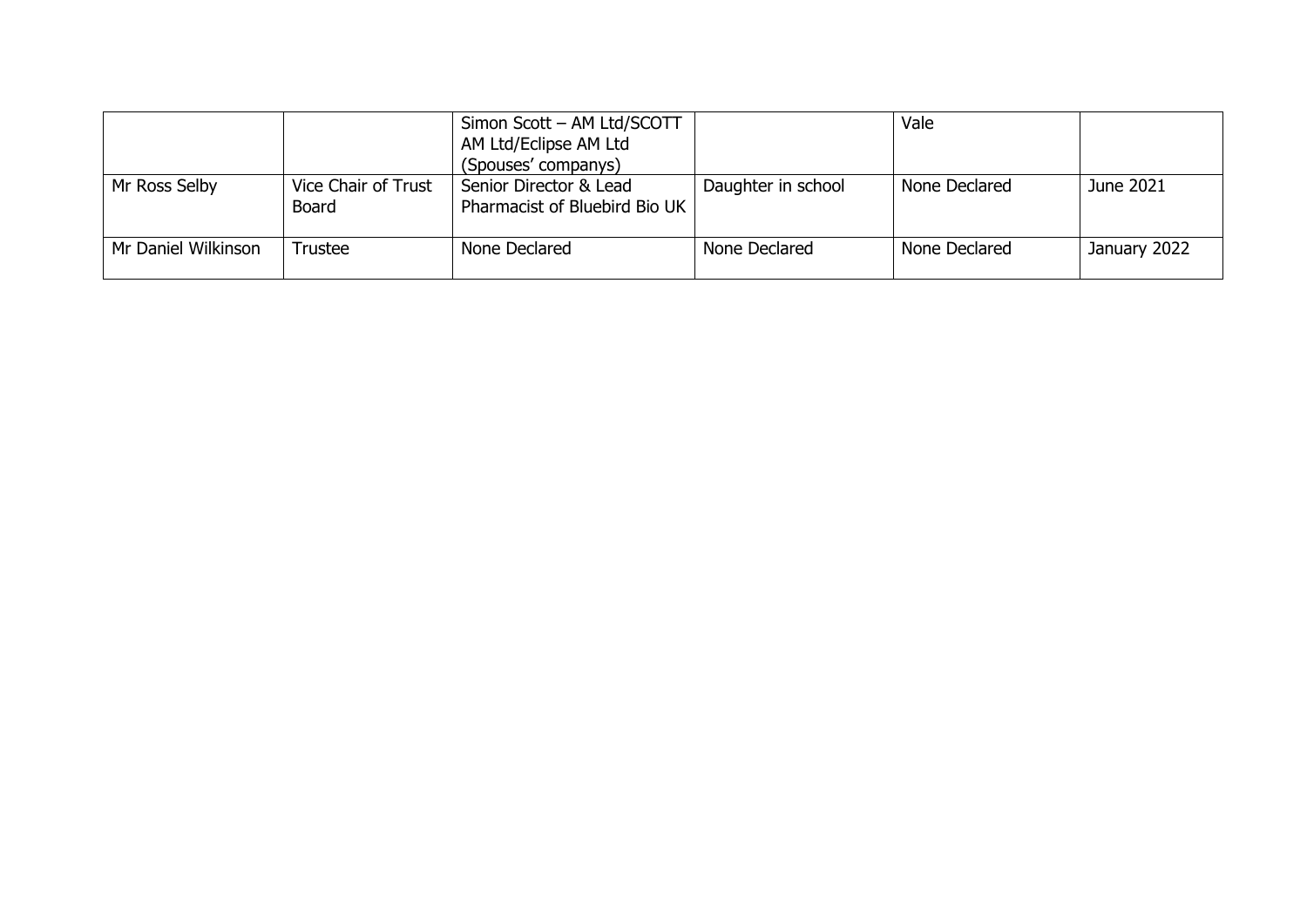| | | | | | |
|---|---|---|---|---|---|
| | | Simon Scott – AM Ltd/SCOTT AM Ltd/Eclipse AM Ltd (Spouses' companys) | | Vale | |
| Mr Ross Selby | Vice Chair of Trust Board | Senior Director & Lead Pharmacist of Bluebird Bio UK | Daughter in school | None Declared | June 2021 |
| Mr Daniel Wilkinson | Trustee | None Declared | None Declared | None Declared | January 2022 |